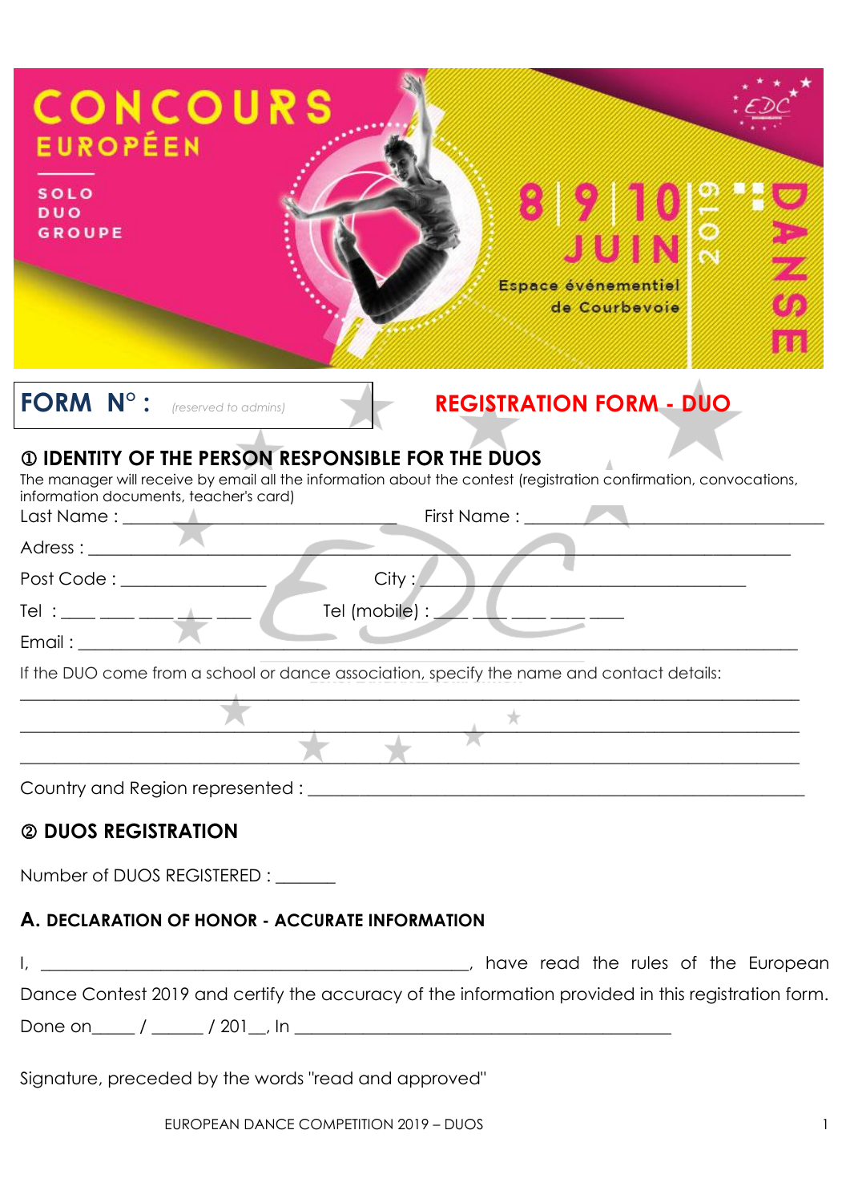CONCOURS EUROPÉEN

SOLO
DUO
GROUPE

8 | 9 | 10 JUIN 2019

Espace événementiel de Courbevoie

DANSE

EDC

**FORM N° :** *(reserved to admins)*

## REGISTRATION FORM - DUO

### ① IDENTITY OF THE PERSON RESPONSIBLE FOR THE DUOS

The manager will receive by email all the information about the contest (registration confirmation, convocations, information documents, teacher's card)

Last Name : ______________________________ First Name : ______________________________

Adress : ______________________________________________________________________________

Post Code : ________________ City : ____________________________________

Tel : ____ ____ ____ ____ ____ Tel (mobile) : ____ ____ ____ ____ ____

Email : ______________________________________________________________________________

If the DUO come from a school or dance association, specify the name and contact details:

______________________________________________________________________________________

______________________________________________________________________________________

______________________________________________________________________________________

Country and Region represented : ______________________________________________________

### ② DUOS REGISTRATION

Number of DUOS REGISTERED : _______

### A. DECLARATION OF HONOR - ACCURATE INFORMATION

I, ________________________________________________, have read the rules of the European Dance Contest 2019 and certify the accuracy of the information provided in this registration form.

Done on_____ / ______ / 201__, In __________________________________________

Signature, preceded by the words "read and approved"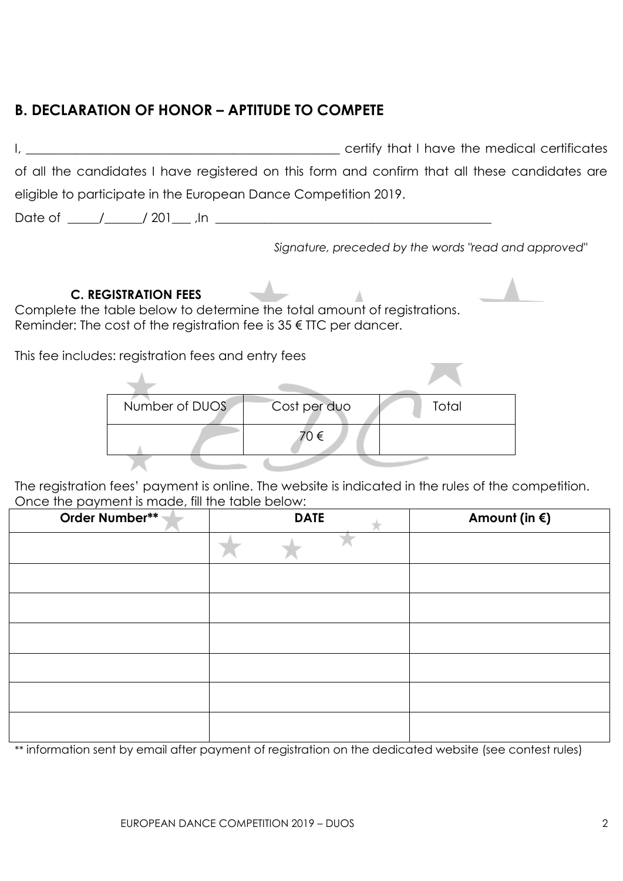## B. DECLARATION OF HONOR – APTITUDE TO COMPETE

I, ________________________________________________ certify that I have the medical certificates of all the candidates I have registered on this form and confirm that all these candidates are eligible to participate in the European Dance Competition 2019.

Date of _____/______/ 201___ ,In ___________________________________________

*Signature, preceded by the words "read and approved"*

### C. REGISTRATION FEES

Complete the table below to determine the total amount of registrations.
Reminder: The cost of the registration fee is 35 € TTC per dancer.

This fee includes: registration fees and entry fees

| Number of DUOS | Cost per duo | Total |
|---|---|---|
| | 70 € | |

The registration fees' payment is online. The website is indicated in the rules of the competition. Once the payment is made, fill the table below:

| Order Number** | DATE | Amount (in €) |
|---|---|---|
| | | |
| | | |
| | | |
| | | |
| | | |
| | | |
| | | |

** information sent by email after payment of registration on the dedicated website (see contest rules)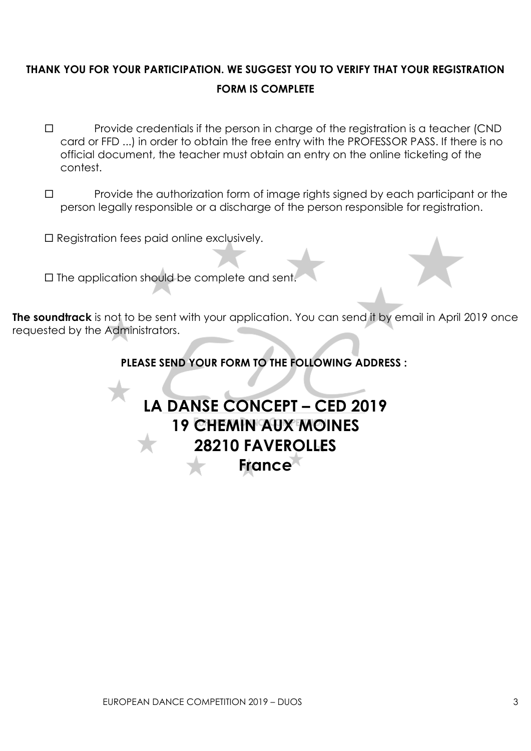**THANK YOU FOR YOUR PARTICIPATION. WE SUGGEST YOU TO VERIFY THAT YOUR REGISTRATION FORM IS COMPLETE**

- ☐ Provide credentials if the person in charge of the registration is a teacher (CND card or FFD ...) in order to obtain the free entry with the PROFESSOR PASS. If there is no official document, the teacher must obtain an entry on the online ticketing of the contest.

- ☐ Provide the authorization form of image rights signed by each participant or the person legally responsible or a discharge of the person responsible for registration.

☐ Registration fees paid online exclusively.

☐ The application should be complete and sent.

**The soundtrack** is not to be sent with your application. You can send it by email in April 2019 once requested by the Administrators.

**PLEASE SEND YOUR FORM TO THE FOLLOWING ADDRESS :**

**LA DANSE CONCEPT – CED 2019**
**19 CHEMIN AUX MOINES**
**28210 FAVEROLLES**
**France**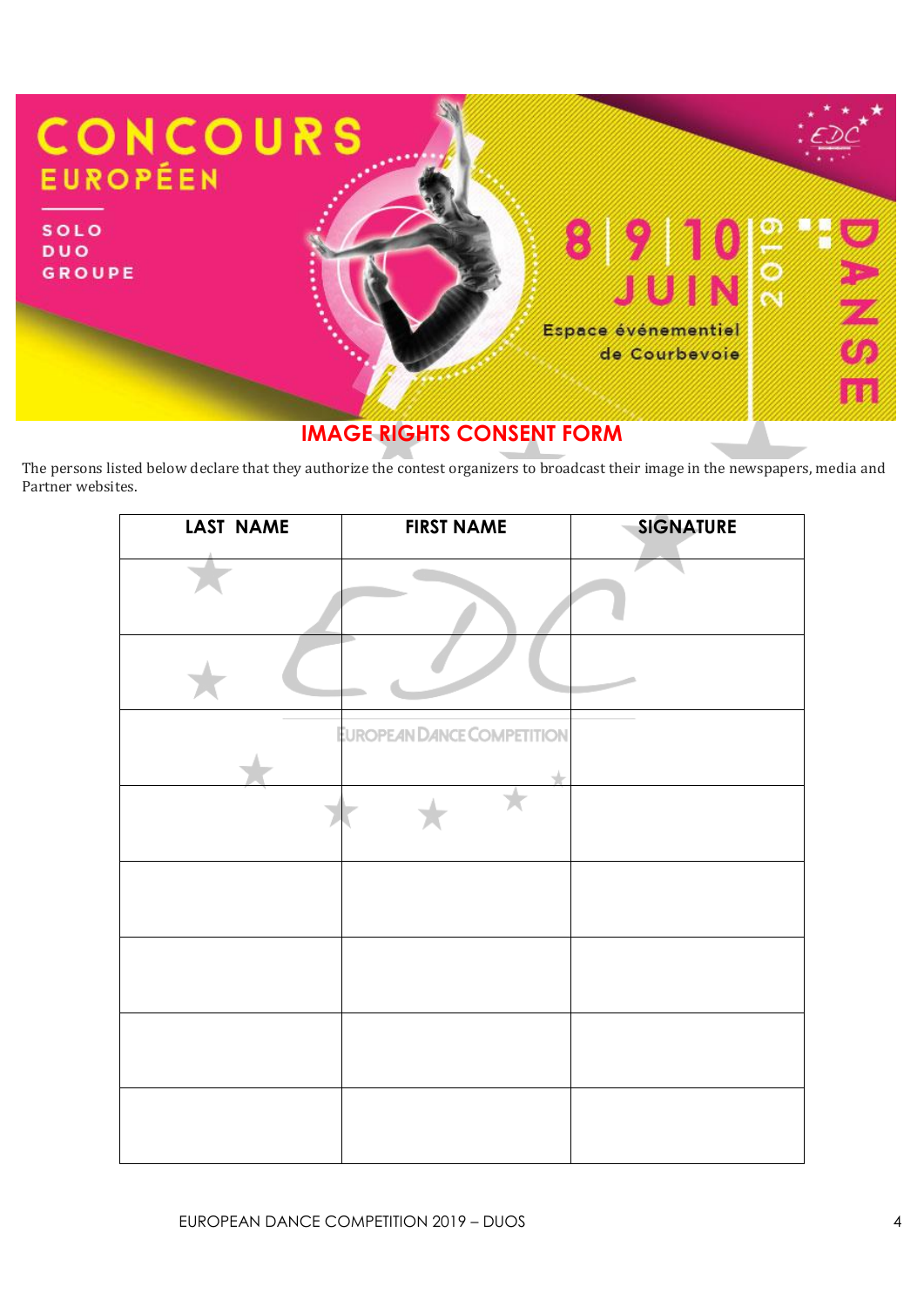CONCOURS EUROPÉEN

SOLO
DUO
GROUPE

8 | 9 | 10 JUIN 2019

Espace événementiel de Courbevoie

DANSE

# IMAGE RIGHTS CONSENT FORM

The persons listed below declare that they authorize the contest organizers to broadcast their image in the newspapers, media and Partner websites.

| LAST NAME | FIRST NAME | SIGNATURE |
|---|---|---|
| | | |
| | | |
| | | |
| | | |
| | | |
| | | |
| | | |
| | | |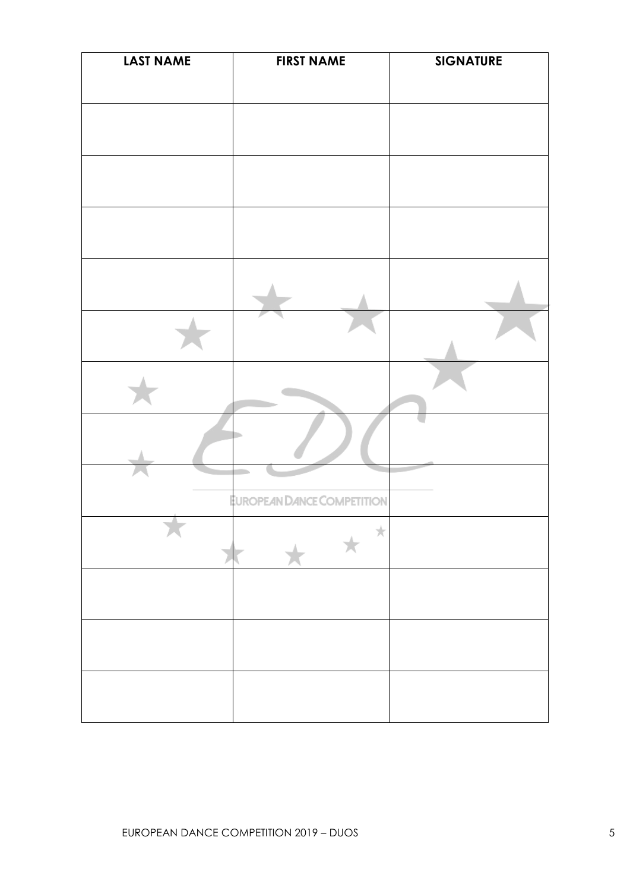| LAST NAME | FIRST NAME | SIGNATURE |
| --- | --- | --- |
| | | |
| | | |
| | | |
| | | |
| | | |
| | | |
| | | |
| | | |
| | | |
| | | |
| | | |
| | | |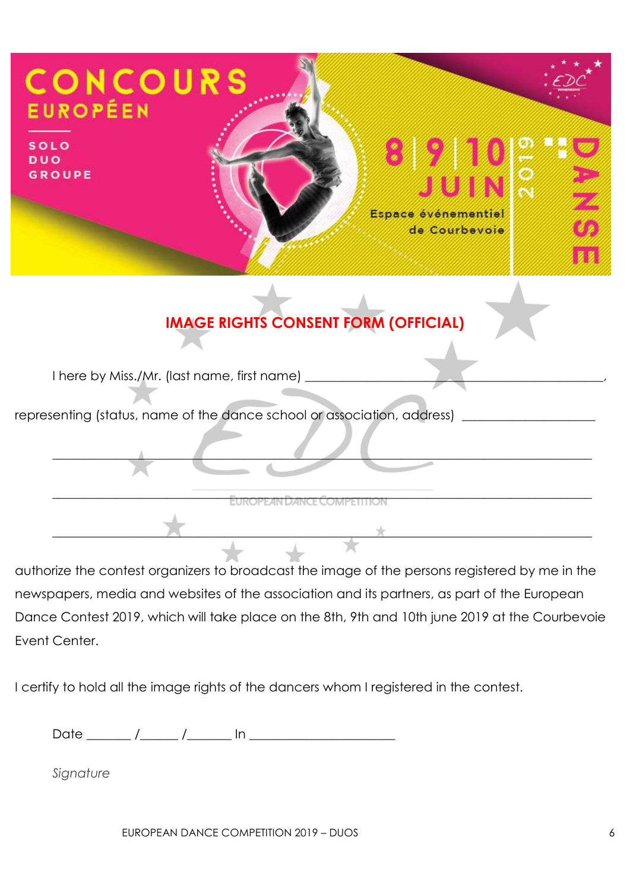CONCOURS EUROPÉEN

SOLO
DUO
GROUPE

8 | 9 | 10 JUIN 2019

Espace événementiel de Courbevoie

DANSE

## IMAGE RIGHTS CONSENT FORM (OFFICIAL)

I here by Miss./Mr. (last name, first name) ______________________________________________,

representing (status, name of the dance school or association, address) ____________________

______________________________________________________________________________

______________________________________________________________________________

______________________________________________________________________________

authorize the contest organizers to broadcast the image of the persons registered by me in the newspapers, media and websites of the association and its partners, as part of the European Dance Contest 2019, which will take place on the 8th, 9th and 10th june 2019 at the Courbevoie Event Center.

I certify to hold all the image rights of the dancers whom I registered in the contest.

Date _______ /______ /_______ In ______________________

*Signature*